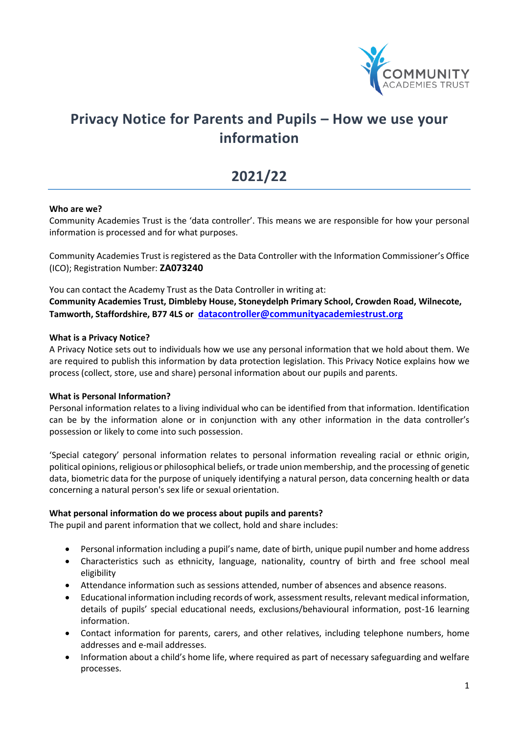# Privacy Notice for Parents and Pupils – How we use your information

# 2021/22

**Who are we?**

Community Academies Trust is the 'data controller'. This means we are responsible for how your personal information is processed and for what purposes.

Community Academies Trust is registered as the Data Controller with the Information Commissioner's Office (ICO); Registration Number: **ZA073240**

You can contact the Academy Trust as the Data Controller in writing at:

**Community Academies Trust, Dimbleby House, Stoneydelph Primary School, Crowden Road, Wilnecote, Tamworth, Staffordshire, B77 4LS or datacontroller@communityacademiestrust.org**

**What is a Privacy Notice?**

A Privacy Notice sets out to individuals how we use any personal information that we hold about them. We are required to publish this information by data protection legislation. This Privacy Notice explains how we process (collect, store, use and share) personal information about our pupils and parents.

**What is Personal Information?**

Personal information relates to a living individual who can be identified from that information. Identification can be by the information alone or in conjunction with any other information in the data controller's possession or likely to come into such possession.

'Special category' personal information relates to personal information revealing racial or ethnic origin, political opinions, religious or philosophical beliefs, or trade union membership, and the processing of genetic data, biometric data for the purpose of uniquely identifying a natural person, data concerning health or data concerning a natural person's sex life or sexual orientation.

**What personal information do we process about pupils and parents?**

The pupil and parent information that we collect, hold and share includes:

- Personal information including a pupil's name, date of birth, unique pupil number and home address
- Characteristics such as ethnicity, language, nationality, country of birth and free school meal eligibility
- Attendance information such as sessions attended, number of absences and absence reasons.
- Educational information including records of work, assessment results, relevant medical information, details of pupils' special educational needs, exclusions/behavioural information, post-16 learning information.
- Contact information for parents, carers, and other relatives, including telephone numbers, home addresses and e-mail addresses.
- Information about a child's home life, where required as part of necessary safeguarding and welfare processes.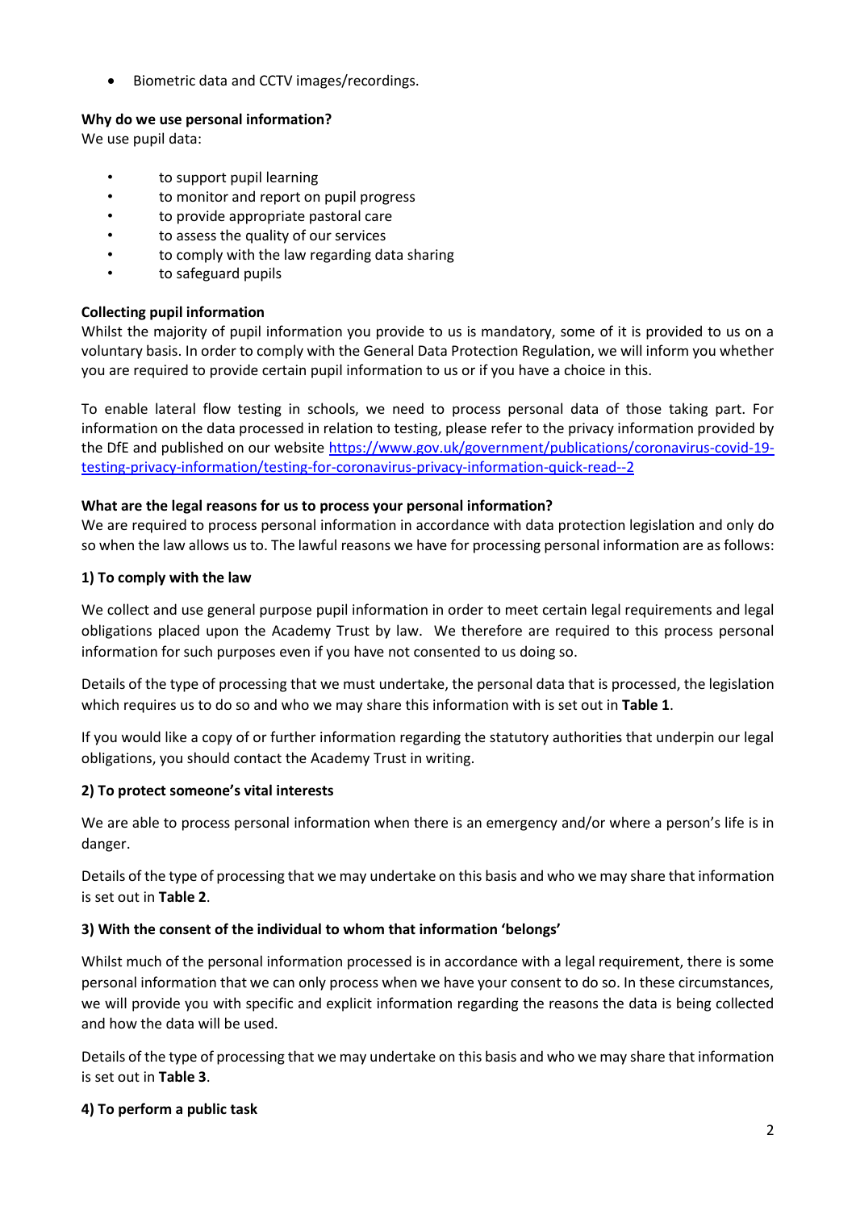- Biometric data and CCTV images/recordings.

**Why do we use personal information?**
We use pupil data:

- to support pupil learning
- to monitor and report on pupil progress
- to provide appropriate pastoral care
- to assess the quality of our services
- to comply with the law regarding data sharing
- to safeguard pupils

**Collecting pupil information**
Whilst the majority of pupil information you provide to us is mandatory, some of it is provided to us on a voluntary basis. In order to comply with the General Data Protection Regulation, we will inform you whether you are required to provide certain pupil information to us or if you have a choice in this.

To enable lateral flow testing in schools, we need to process personal data of those taking part. For information on the data processed in relation to testing, please refer to the privacy information provided by the DfE and published on our website [https://www.gov.uk/government/publications/coronavirus-covid-19-testing-privacy-information/testing-for-coronavirus-privacy-information-quick-read--2](https://www.gov.uk/government/publications/coronavirus-covid-19-testing-privacy-information/testing-for-coronavirus-privacy-information-quick-read--2)

**What are the legal reasons for us to process your personal information?**
We are required to process personal information in accordance with data protection legislation and only do so when the law allows us to. The lawful reasons we have for processing personal information are as follows:

**1) To comply with the law**

We collect and use general purpose pupil information in order to meet certain legal requirements and legal obligations placed upon the Academy Trust by law. We therefore are required to this process personal information for such purposes even if you have not consented to us doing so.

Details of the type of processing that we must undertake, the personal data that is processed, the legislation which requires us to do so and who we may share this information with is set out in **Table 1**.

If you would like a copy of or further information regarding the statutory authorities that underpin our legal obligations, you should contact the Academy Trust in writing.

**2) To protect someone's vital interests**

We are able to process personal information when there is an emergency and/or where a person's life is in danger.

Details of the type of processing that we may undertake on this basis and who we may share that information is set out in **Table 2**.

**3) With the consent of the individual to whom that information 'belongs'**

Whilst much of the personal information processed is in accordance with a legal requirement, there is some personal information that we can only process when we have your consent to do so. In these circumstances, we will provide you with specific and explicit information regarding the reasons the data is being collected and how the data will be used.

Details of the type of processing that we may undertake on this basis and who we may share that information is set out in **Table 3**.

**4) To perform a public task**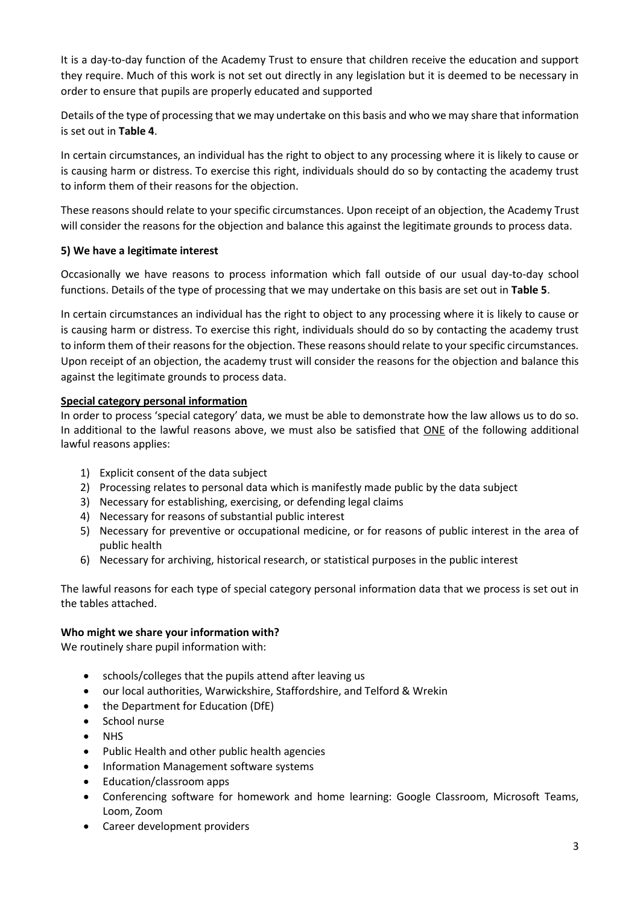It is a day-to-day function of the Academy Trust to ensure that children receive the education and support they require. Much of this work is not set out directly in any legislation but it is deemed to be necessary in order to ensure that pupils are properly educated and supported

Details of the type of processing that we may undertake on this basis and who we may share that information is set out in **Table 4**.

In certain circumstances, an individual has the right to object to any processing where it is likely to cause or is causing harm or distress. To exercise this right, individuals should do so by contacting the academy trust to inform them of their reasons for the objection.

These reasons should relate to your specific circumstances. Upon receipt of an objection, the Academy Trust will consider the reasons for the objection and balance this against the legitimate grounds to process data.

**5) We have a legitimate interest**

Occasionally we have reasons to process information which fall outside of our usual day-to-day school functions. Details of the type of processing that we may undertake on this basis are set out in **Table 5**.

In certain circumstances an individual has the right to object to any processing where it is likely to cause or is causing harm or distress. To exercise this right, individuals should do so by contacting the academy trust to inform them of their reasons for the objection. These reasons should relate to your specific circumstances. Upon receipt of an objection, the academy trust will consider the reasons for the objection and balance this against the legitimate grounds to process data.

**Special category personal information**

In order to process 'special category' data, we must be able to demonstrate how the law allows us to do so. In additional to the lawful reasons above, we must also be satisfied that ONE of the following additional lawful reasons applies:

1) Explicit consent of the data subject
2) Processing relates to personal data which is manifestly made public by the data subject
3) Necessary for establishing, exercising, or defending legal claims
4) Necessary for reasons of substantial public interest
5) Necessary for preventive or occupational medicine, or for reasons of public interest in the area of public health
6) Necessary for archiving, historical research, or statistical purposes in the public interest

The lawful reasons for each type of special category personal information data that we process is set out in the tables attached.

**Who might we share your information with?**

We routinely share pupil information with:

- schools/colleges that the pupils attend after leaving us
- our local authorities, Warwickshire, Staffordshire, and Telford & Wrekin
- the Department for Education (DfE)
- School nurse
- NHS
- Public Health and other public health agencies
- Information Management software systems
- Education/classroom apps
- Conferencing software for homework and home learning: Google Classroom, Microsoft Teams, Loom, Zoom
- Career development providers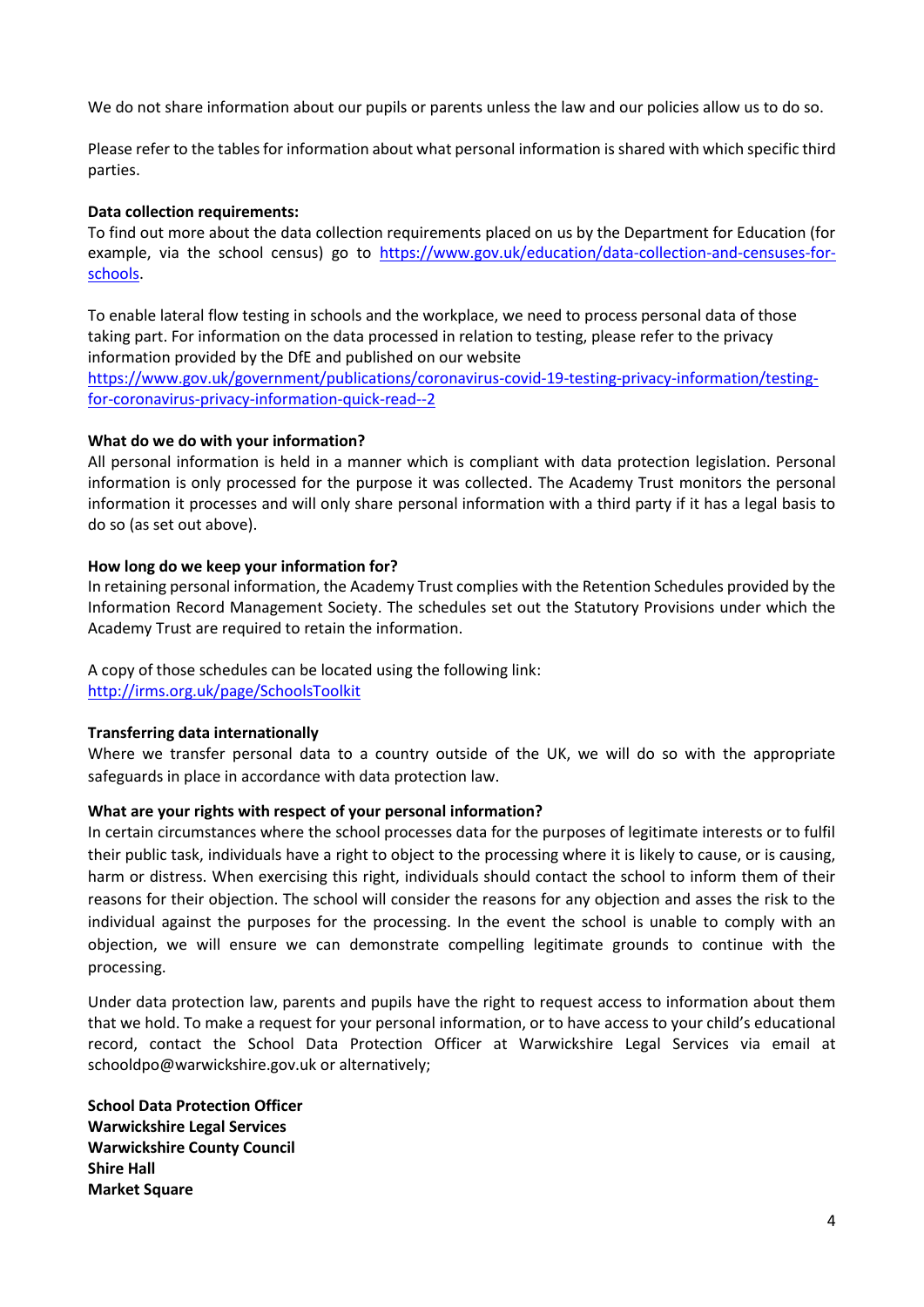We do not share information about our pupils or parents unless the law and our policies allow us to do so.

Please refer to the tables for information about what personal information is shared with which specific third parties.

**Data collection requirements:**
To find out more about the data collection requirements placed on us by the Department for Education (for example, via the school census) go to [https://www.gov.uk/education/data-collection-and-censuses-for-schools](https://www.gov.uk/education/data-collection-and-censuses-for-schools).

To enable lateral flow testing in schools and the workplace, we need to process personal data of those taking part. For information on the data processed in relation to testing, please refer to the privacy information provided by the DfE and published on our website
[https://www.gov.uk/government/publications/coronavirus-covid-19-testing-privacy-information/testing-for-coronavirus-privacy-information-quick-read--2](https://www.gov.uk/government/publications/coronavirus-covid-19-testing-privacy-information/testing-for-coronavirus-privacy-information-quick-read--2)

**What do we do with your information?**
All personal information is held in a manner which is compliant with data protection legislation. Personal information is only processed for the purpose it was collected. The Academy Trust monitors the personal information it processes and will only share personal information with a third party if it has a legal basis to do so (as set out above).

**How long do we keep your information for?**
In retaining personal information, the Academy Trust complies with the Retention Schedules provided by the Information Record Management Society. The schedules set out the Statutory Provisions under which the Academy Trust are required to retain the information.

A copy of those schedules can be located using the following link:
[http://irms.org.uk/page/SchoolsToolkit](http://irms.org.uk/page/SchoolsToolkit)

**Transferring data internationally**
Where we transfer personal data to a country outside of the UK, we will do so with the appropriate safeguards in place in accordance with data protection law.

**What are your rights with respect of your personal information?**
In certain circumstances where the school processes data for the purposes of legitimate interests or to fulfil their public task, individuals have a right to object to the processing where it is likely to cause, or is causing, harm or distress. When exercising this right, individuals should contact the school to inform them of their reasons for their objection. The school will consider the reasons for any objection and asses the risk to the individual against the purposes for the processing. In the event the school is unable to comply with an objection, we will ensure we can demonstrate compelling legitimate grounds to continue with the processing.

Under data protection law, parents and pupils have the right to request access to information about them that we hold. To make a request for your personal information, or to have access to your child's educational record, contact the School Data Protection Officer at Warwickshire Legal Services via email at schooldpo@warwickshire.gov.uk or alternatively;

**School Data Protection Officer**
**Warwickshire Legal Services**
**Warwickshire County Council**
**Shire Hall**
**Market Square**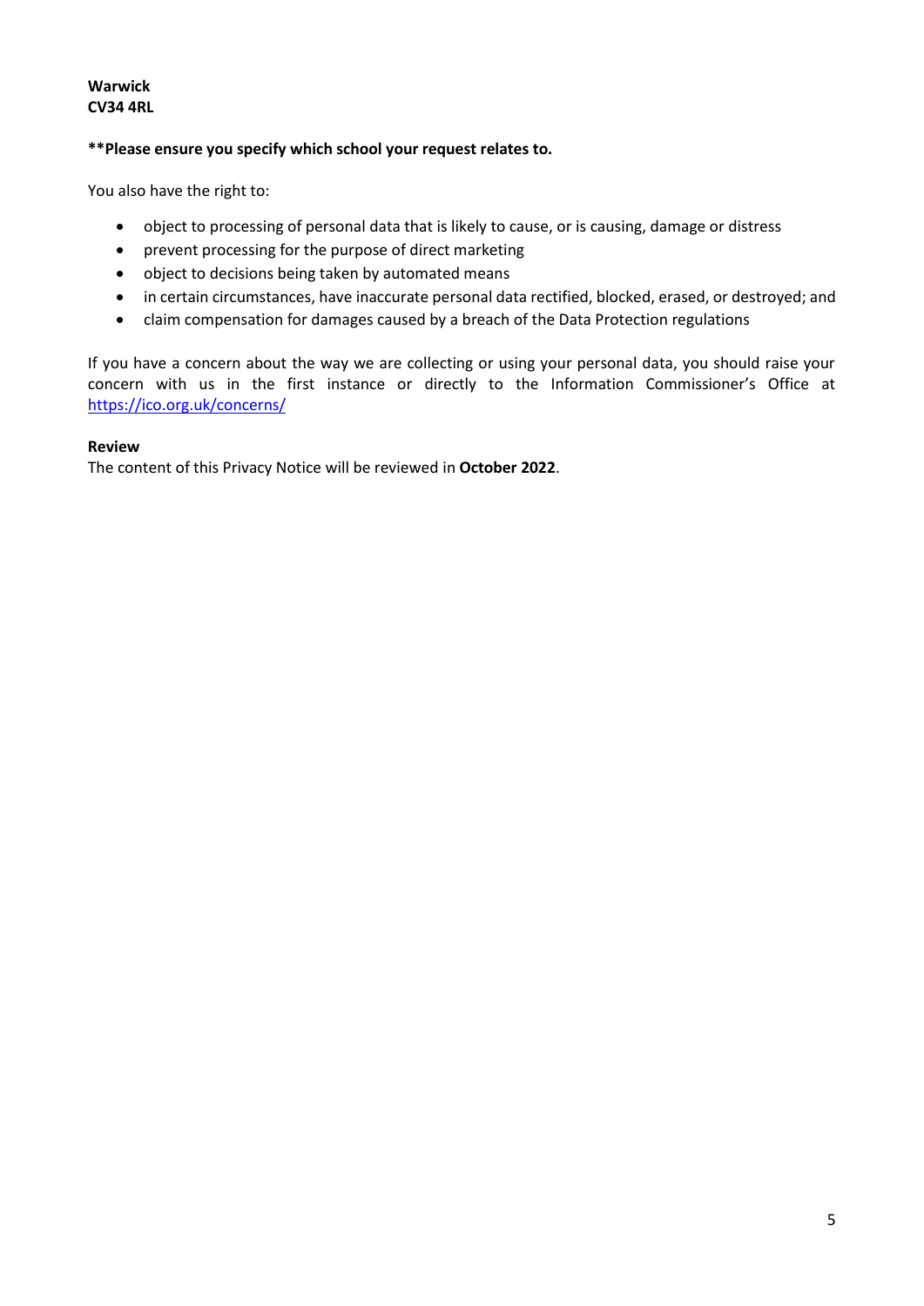**Warwick**
**CV34 4RL**

****Please ensure you specify which school your request relates to.**

You also have the right to:

- object to processing of personal data that is likely to cause, or is causing, damage or distress
- prevent processing for the purpose of direct marketing
- object to decisions being taken by automated means
- in certain circumstances, have inaccurate personal data rectified, blocked, erased, or destroyed; and
- claim compensation for damages caused by a breach of the Data Protection regulations

If you have a concern about the way we are collecting or using your personal data, you should raise your concern with us in the first instance or directly to the Information Commissioner's Office at https://ico.org.uk/concerns/

**Review**
The content of this Privacy Notice will be reviewed in **October 2022**.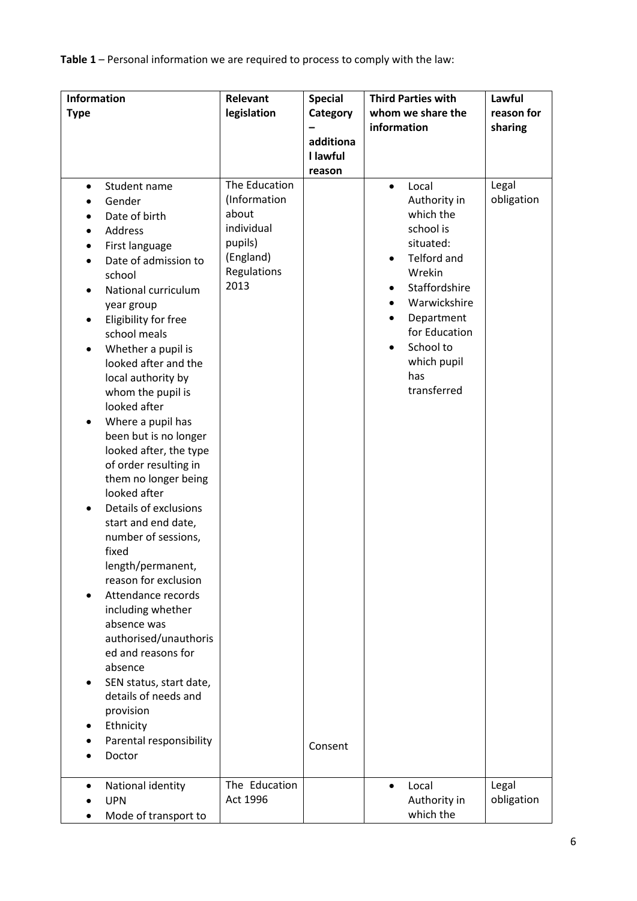**Table 1** – Personal information we are required to process to comply with the law:

| Information Type | Relevant legislation | Special Category – additional lawful reason | Third Parties with whom we share the information | Lawful reason for sharing |
|---|---|---|---|---|
| • Student name<br>• Gender<br>• Date of birth<br>• Address<br>• First language<br>• Date of admission to school<br>• National curriculum year group<br>• Eligibility for free school meals<br>• Whether a pupil is looked after and the local authority by whom the pupil is looked after<br>• Where a pupil has been but is no longer looked after, the type of order resulting in them no longer being looked after<br>• Details of exclusions start and end date, number of sessions, fixed length/permanent, reason for exclusion<br>• Attendance records including whether absence was authorised/unauthorised and reasons for absence<br>• SEN status, start date, details of needs and provision<br>• Ethnicity<br>• Parental responsibility<br>• Doctor | The Education (Information about individual pupils) (England) Regulations 2013 | Consent | • Local Authority in which the school is situated:<br>• Telford and Wrekin<br>• Staffordshire<br>• Warwickshire<br>• Department for Education<br>• School to which pupil has transferred | Legal obligation |
| • National identity<br>• UPN<br>• Mode of transport to | The Education Act 1996 | | • Local Authority in which the | Legal obligation |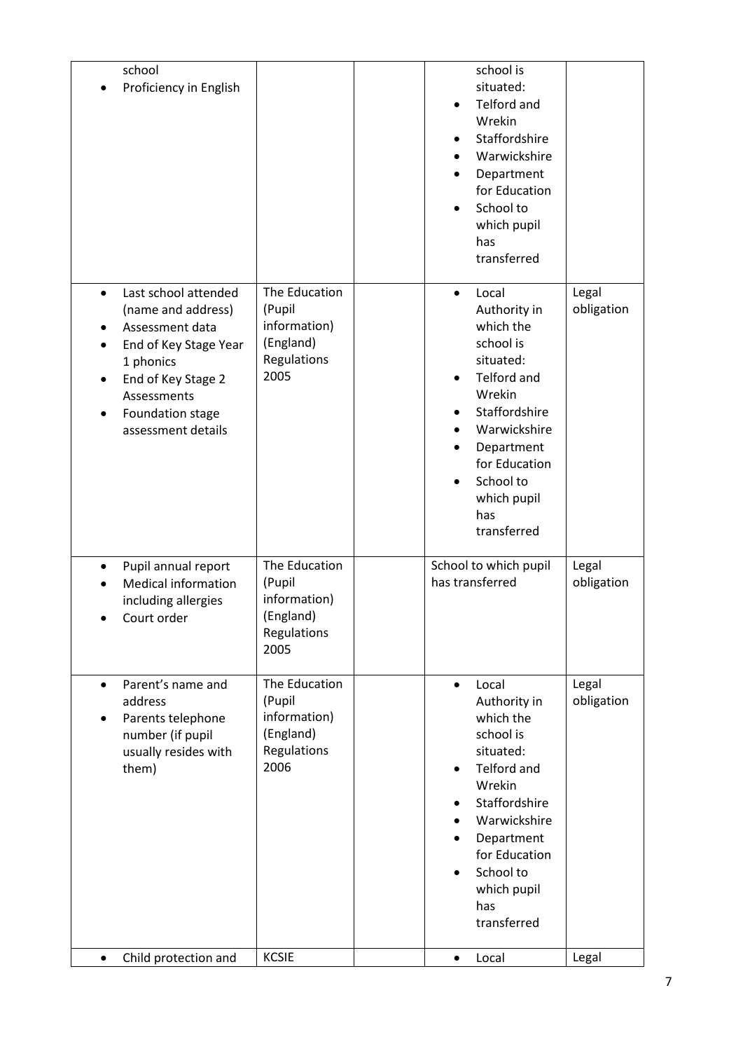| | | | | |
|---|---|---|---|---|
| school<br>• Proficiency in English | | | school is situated:<br>• Telford and Wrekin<br>• Staffordshire<br>• Warwickshire<br>• Department for Education<br>• School to which pupil has transferred | |
| • Last school attended (name and address)<br>• Assessment data<br>• End of Key Stage Year 1 phonics<br>• End of Key Stage 2 Assessments<br>• Foundation stage assessment details | The Education (Pupil information) (England) Regulations 2005 | | • Local Authority in which the school is situated:<br>• Telford and Wrekin<br>• Staffordshire<br>• Warwickshire<br>• Department for Education<br>• School to which pupil has transferred | Legal obligation |
| • Pupil annual report<br>• Medical information including allergies<br>• Court order | The Education (Pupil information) (England) Regulations 2005 | | School to which pupil has transferred | Legal obligation |
| • Parent's name and address<br>• Parents telephone number (if pupil usually resides with them) | The Education (Pupil information) (England) Regulations 2006 | | • Local Authority in which the school is situated:<br>• Telford and Wrekin<br>• Staffordshire<br>• Warwickshire<br>• Department for Education<br>• School to which pupil has transferred | Legal obligation |
| • Child protection and | KCSIE | | • Local | Legal |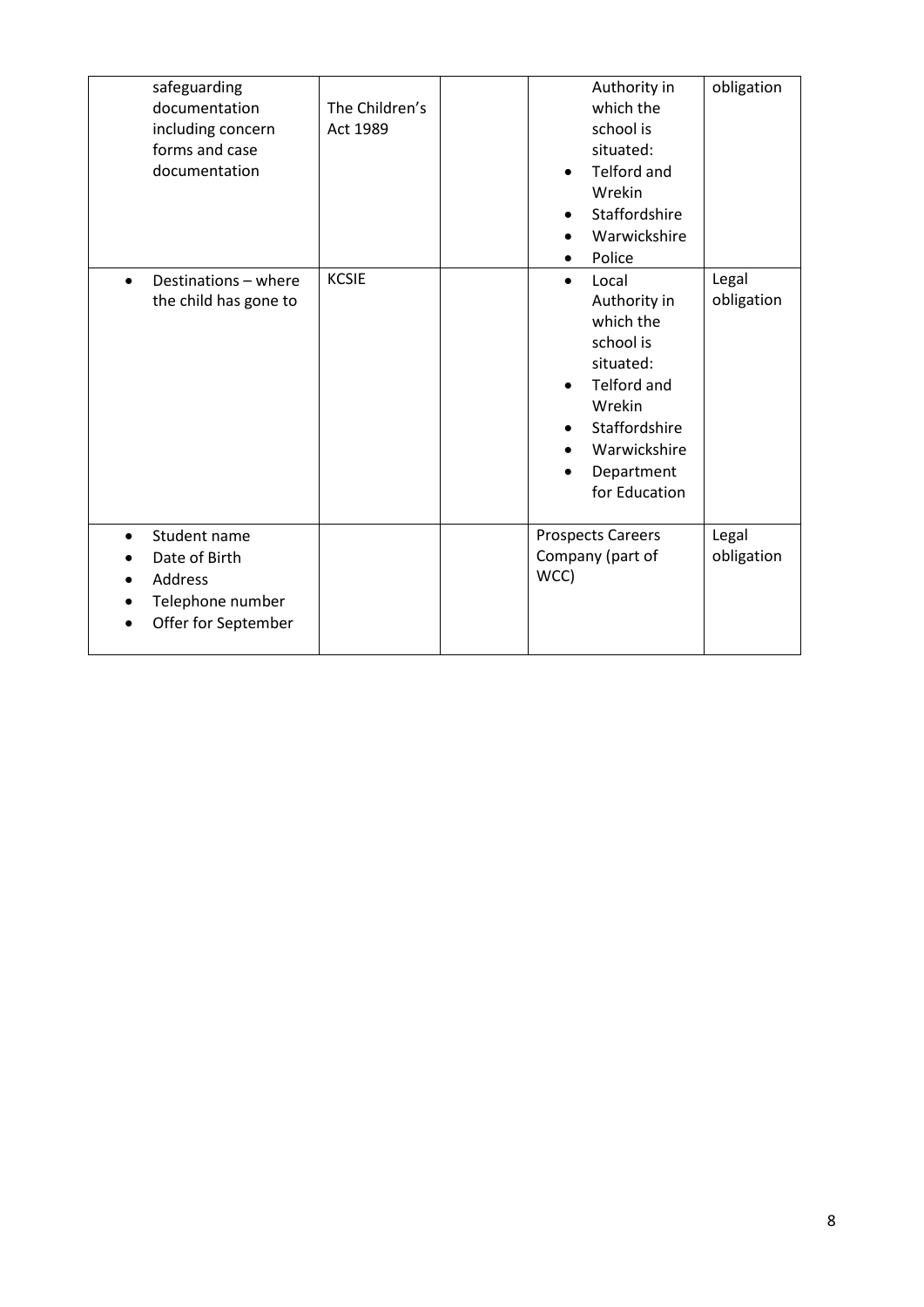| | | | | |
|---|---|---|---|---|
| safeguarding documentation including concern forms and case documentation | The Children's Act 1989 | | Authority in which the school is situated:<br>• Telford and Wrekin<br>• Staffordshire<br>• Warwickshire<br>• Police | obligation |
| • Destinations – where the child has gone to | KCSIE | | • Local Authority in which the school is situated:<br>• Telford and Wrekin<br>• Staffordshire<br>• Warwickshire<br>• Department for Education | Legal obligation |
| • Student name<br>• Date of Birth<br>• Address<br>• Telephone number<br>• Offer for September | | | Prospects Careers Company (part of WCC) | Legal obligation |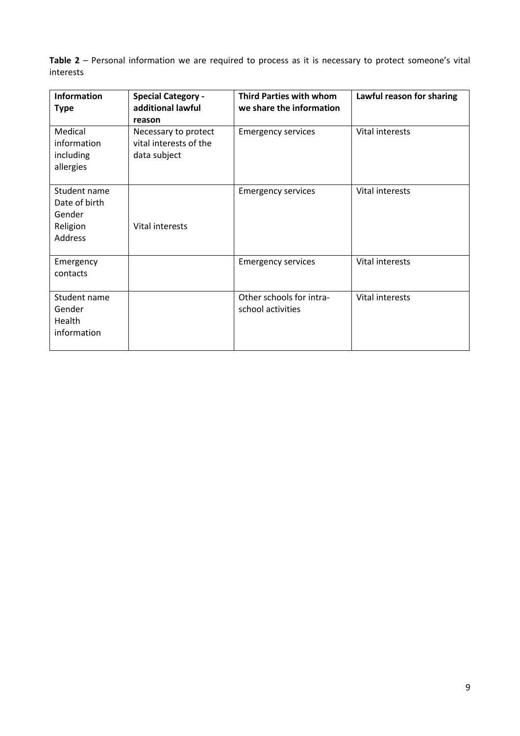**Table 2** – Personal information we are required to process as it is necessary to protect someone's vital interests

| Information Type | Special Category - additional lawful reason | Third Parties with whom we share the information | Lawful reason for sharing |
|---|---|---|---|
| Medical information including allergies | Necessary to protect vital interests of the data subject | Emergency services | Vital interests |
| Student name<br>Date of birth<br>Gender<br>Religion<br>Address | Vital interests | Emergency services | Vital interests |
| Emergency contacts | | Emergency services | Vital interests |
| Student name<br>Gender<br>Health information | | Other schools for intra-school activities | Vital interests |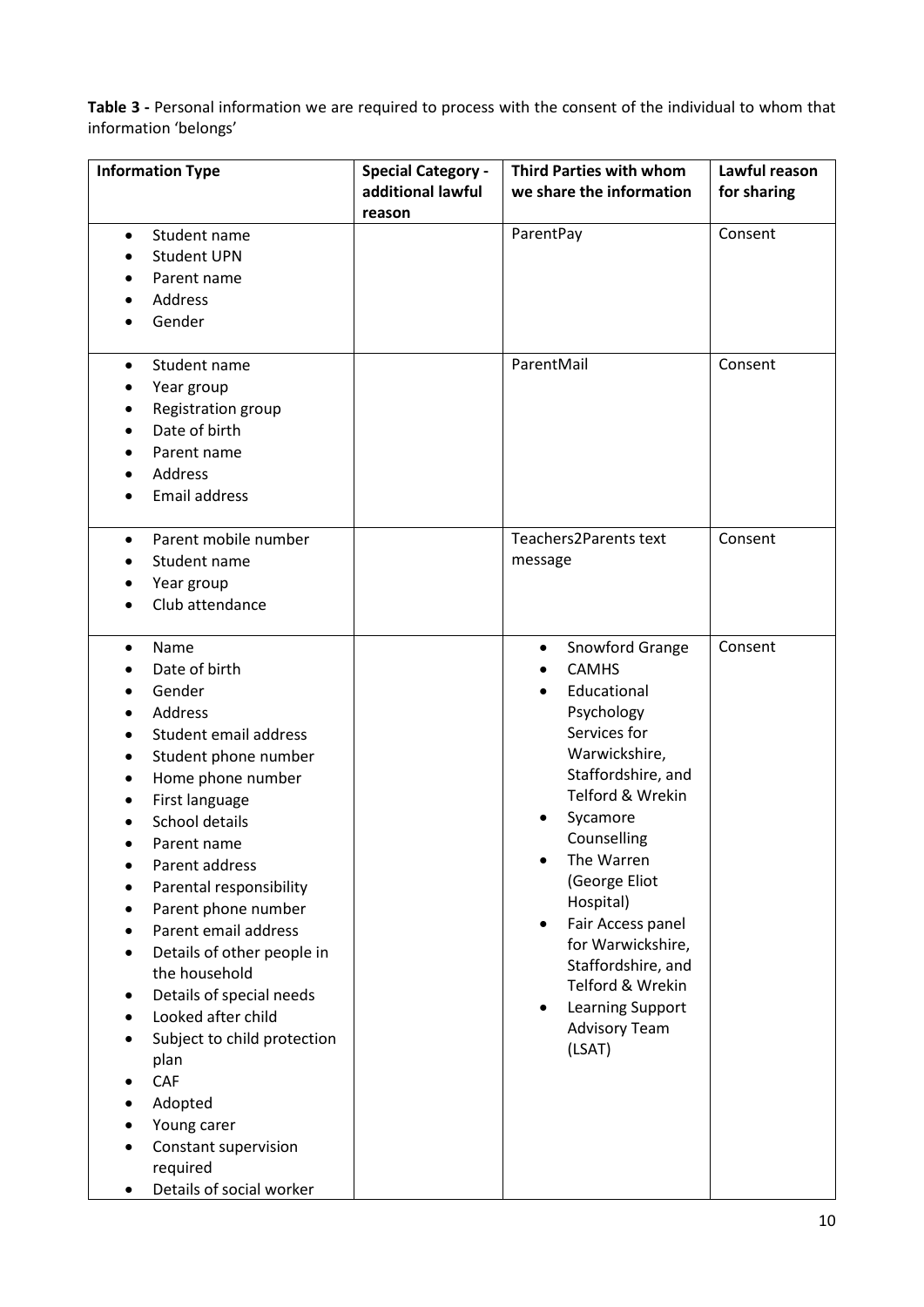**Table 3 -** Personal information we are required to process with the consent of the individual to whom that information 'belongs'

| Information Type | Special Category - additional lawful reason | Third Parties with whom we share the information | Lawful reason for sharing |
|---|---|---|---|
| • Student name<br>• Student UPN<br>• Parent name<br>• Address<br>• Gender | | ParentPay | Consent |
| • Student name<br>• Year group<br>• Registration group<br>• Date of birth<br>• Parent name<br>• Address<br>• Email address | | ParentMail | Consent |
| • Parent mobile number<br>• Student name<br>• Year group<br>• Club attendance | | Teachers2Parents text message | Consent |
| • Name<br>• Date of birth<br>• Gender<br>• Address<br>• Student email address<br>• Student phone number<br>• Home phone number<br>• First language<br>• School details<br>• Parent name<br>• Parent address<br>• Parental responsibility<br>• Parent phone number<br>• Parent email address<br>• Details of other people in the household<br>• Details of special needs<br>• Looked after child<br>• Subject to child protection plan<br>• CAF<br>• Adopted<br>• Young carer<br>• Constant supervision required<br>• Details of social worker | | • Snowford Grange<br>• CAMHS<br>• Educational Psychology Services for Warwickshire, Staffordshire, and Telford & Wrekin<br>• Sycamore Counselling<br>• The Warren (George Eliot Hospital)<br>• Fair Access panel for Warwickshire, Staffordshire, and Telford & Wrekin<br>• Learning Support Advisory Team (LSAT) | Consent |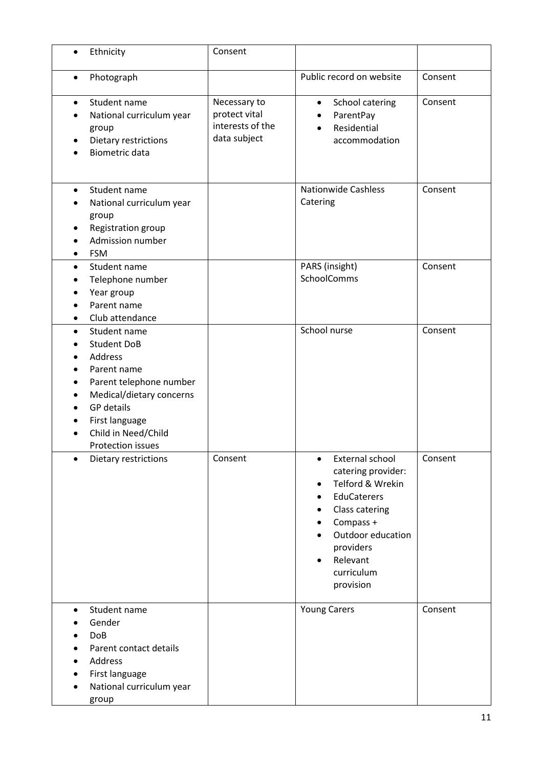| | | | |
|---|---|---|---|
| • Ethnicity | Consent | | |
| • Photograph | | Public record on website | Consent |
| • Student name<br>• National curriculum year group<br>• Dietary restrictions<br>• Biometric data | Necessary to protect vital interests of the data subject | • School catering<br>• ParentPay<br>• Residential accommodation | Consent |
| • Student name<br>• National curriculum year group<br>• Registration group<br>• Admission number<br>• FSM | | Nationwide Cashless Catering | Consent |
| • Student name<br>• Telephone number<br>• Year group<br>• Parent name<br>• Club attendance | | PARS (insight)<br>SchoolComms | Consent |
| • Student name<br>• Student DoB<br>• Address<br>• Parent name<br>• Parent telephone number<br>• Medical/dietary concerns<br>• GP details<br>• First language<br>• Child in Need/Child Protection issues | | School nurse | Consent |
| • Dietary restrictions | Consent | • External school catering provider:<br>• Telford & Wrekin<br>• EduCaterers<br>• Class catering<br>• Compass +<br>• Outdoor education providers<br>• Relevant curriculum provision | Consent |
| • Student name<br>• Gender<br>• DoB<br>• Parent contact details<br>• Address<br>• First language<br>• National curriculum year group | | Young Carers | Consent |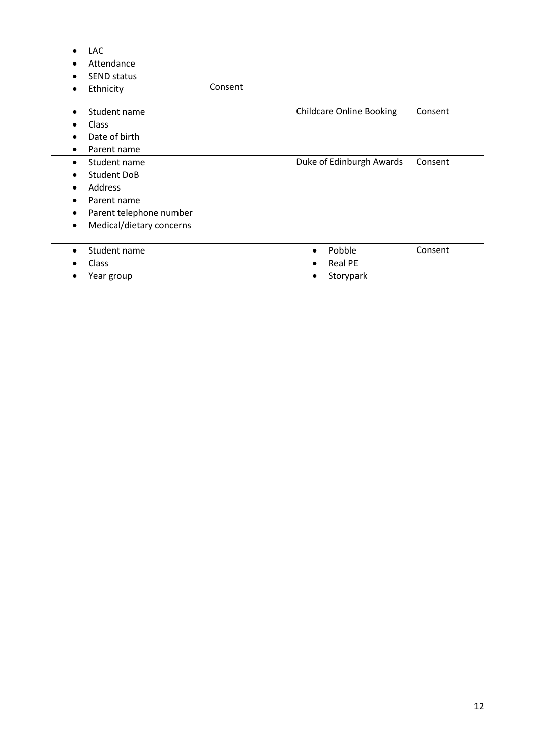| | | | |
|---|---|---|---|
| • LAC<br>• Attendance<br>• SEND status<br>• Ethnicity | Consent | | |
| • Student name<br>• Class<br>• Date of birth<br>• Parent name | | Childcare Online Booking | Consent |
| • Student name<br>• Student DoB<br>• Address<br>• Parent name<br>• Parent telephone number<br>• Medical/dietary concerns | | Duke of Edinburgh Awards | Consent |
| • Student name<br>• Class<br>• Year group | | • Pobble<br>• Real PE<br>• Storypark | Consent |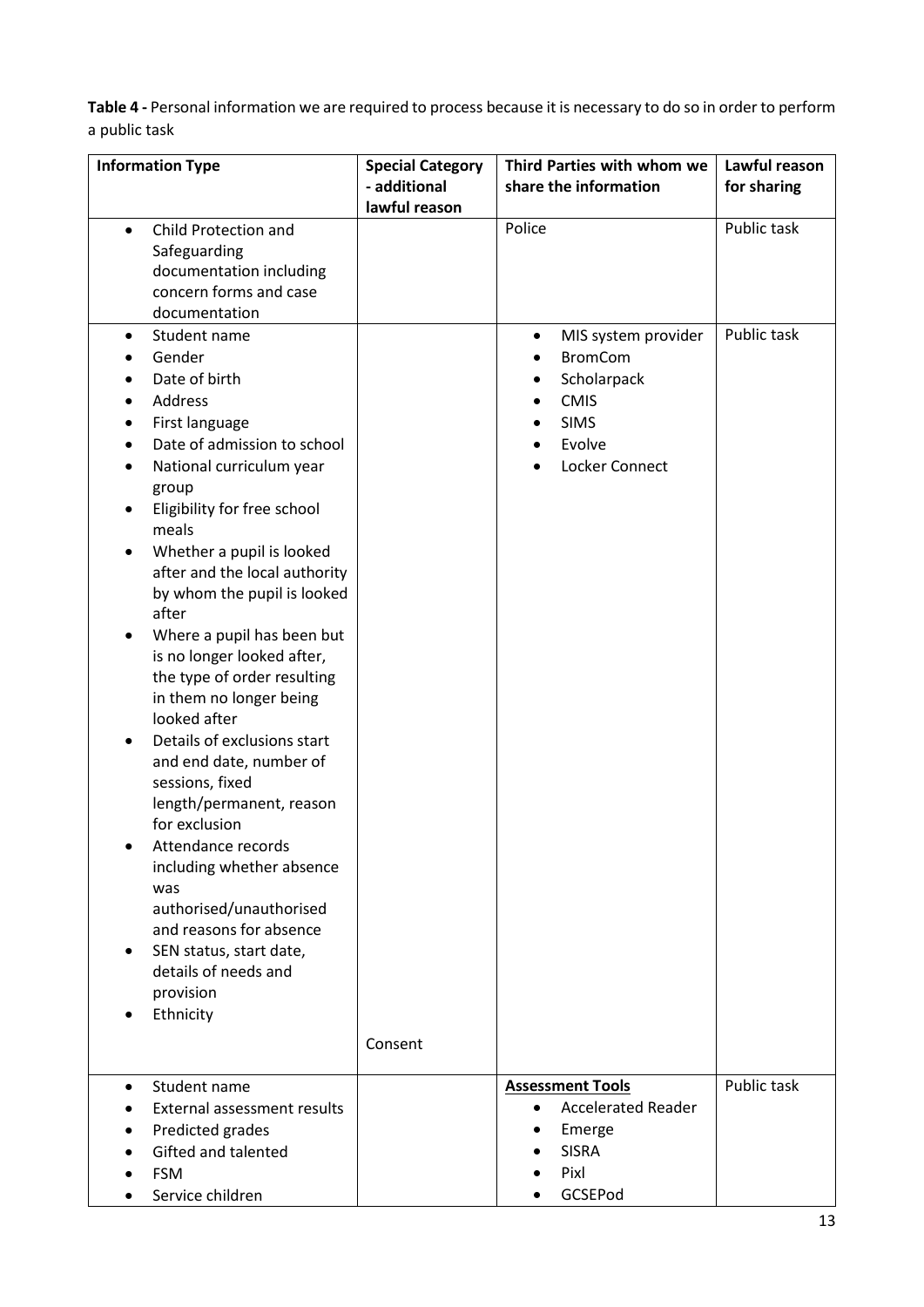**Table 4 -** Personal information we are required to process because it is necessary to do so in order to perform a public task

| Information Type | Special Category - additional lawful reason | Third Parties with whom we share the information | Lawful reason for sharing |
|---|---|---|---|
| • Child Protection and Safeguarding documentation including concern forms and case documentation | | Police | Public task |
| • Student name<br>• Gender<br>• Date of birth<br>• Address<br>• First language<br>• Date of admission to school<br>• National curriculum year group<br>• Eligibility for free school meals<br>• Whether a pupil is looked after and the local authority by whom the pupil is looked after<br>• Where a pupil has been but is no longer looked after, the type of order resulting in them no longer being looked after<br>• Details of exclusions start and end date, number of sessions, fixed length/permanent, reason for exclusion<br>• Attendance records including whether absence was authorised/unauthorised and reasons for absence<br>• SEN status, start date, details of needs and provision<br>• Ethnicity | Consent | • MIS system provider<br>• BromCom<br>• Scholarpack<br>• CMIS<br>• SIMS<br>• Evolve<br>• Locker Connect | Public task |
| • Student name<br>• External assessment results<br>• Predicted grades<br>• Gifted and talented<br>• FSM<br>• Service children | | **Assessment Tools**<br>• Accelerated Reader<br>• Emerge<br>• SISRA<br>• Pixl<br>• GCSEPod | Public task |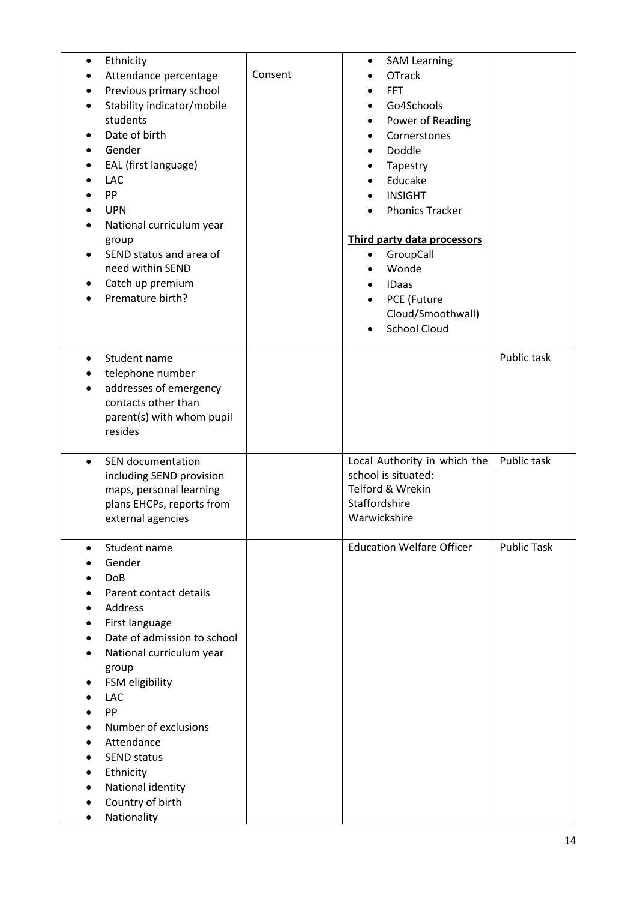| | | | |
|---|---|---|---|
| • Ethnicity<br>• Attendance percentage<br>• Previous primary school<br>• Stability indicator/mobile students<br>• Date of birth<br>• Gender<br>• EAL (first language)<br>• LAC<br>• PP<br>• UPN<br>• National curriculum year group<br>• SEND status and area of need within SEND<br>• Catch up premium<br>• Premature birth? | Consent | • SAM Learning<br>• OTrack<br>• FFT<br>• Go4Schools<br>• Power of Reading<br>• Cornerstones<br>• Doddle<br>• Tapestry<br>• Educake<br>• INSIGHT<br>• Phonics Tracker<br><br>**Third party data processors**<br>• GroupCall<br>• Wonde<br>• IDaas<br>• PCE (Future Cloud/Smoothwall)<br>• School Cloud | |
| • Student name<br>• telephone number<br>• addresses of emergency contacts other than parent(s) with whom pupil resides | | | Public task |
| • SEN documentation including SEND provision maps, personal learning plans EHCPs, reports from external agencies | | Local Authority in which the school is situated:<br>Telford & Wrekin<br>Staffordshire<br>Warwickshire | Public task |
| • Student name<br>• Gender<br>• DoB<br>• Parent contact details<br>• Address<br>• First language<br>• Date of admission to school<br>• National curriculum year group<br>• FSM eligibility<br>• LAC<br>• PP<br>• Number of exclusions<br>• Attendance<br>• SEND status<br>• Ethnicity<br>• National identity<br>• Country of birth<br>• Nationality | | Education Welfare Officer | Public Task |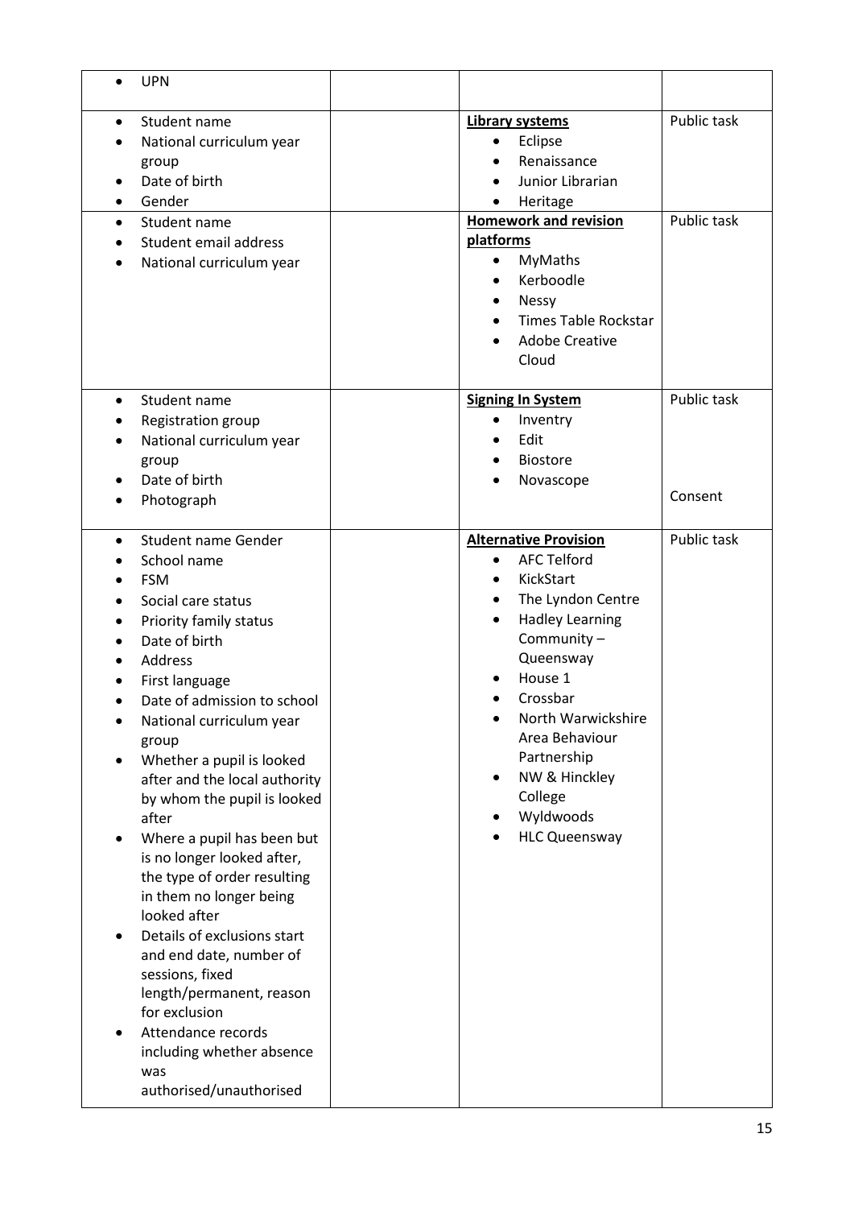| | | | |
|---|---|---|---|
| • UPN | | | |
| • Student name<br>• National curriculum year group<br>• Date of birth<br>• Gender | | **Library systems**<br>• Eclipse<br>• Renaissance<br>• Junior Librarian<br>• Heritage | Public task |
| • Student name<br>• Student email address<br>• National curriculum year | | **Homework and revision platforms**<br>• MyMaths<br>• Kerboodle<br>• Nessy<br>• Times Table Rockstar<br>• Adobe Creative Cloud | Public task |
| • Student name<br>• Registration group<br>• National curriculum year group<br>• Date of birth<br>• Photograph | | **Signing In System**<br>• Inventry<br>• Edit<br>• Biostore<br>• Novascope | Public task<br><br>Consent |
| • Student name Gender<br>• School name<br>• FSM<br>• Social care status<br>• Priority family status<br>• Date of birth<br>• Address<br>• First language<br>• Date of admission to school<br>• National curriculum year group<br>• Whether a pupil is looked after and the local authority by whom the pupil is looked after<br>• Where a pupil has been but is no longer looked after, the type of order resulting in them no longer being looked after<br>• Details of exclusions start and end date, number of sessions, fixed length/permanent, reason for exclusion<br>• Attendance records including whether absence was authorised/unauthorised | | **Alternative Provision**<br>• AFC Telford<br>• KickStart<br>• The Lyndon Centre<br>• Hadley Learning Community – Queensway<br>• House 1<br>• Crossbar<br>• North Warwickshire Area Behaviour Partnership<br>• NW & Hinckley College<br>• Wyldwoods<br>• HLC Queensway | Public task |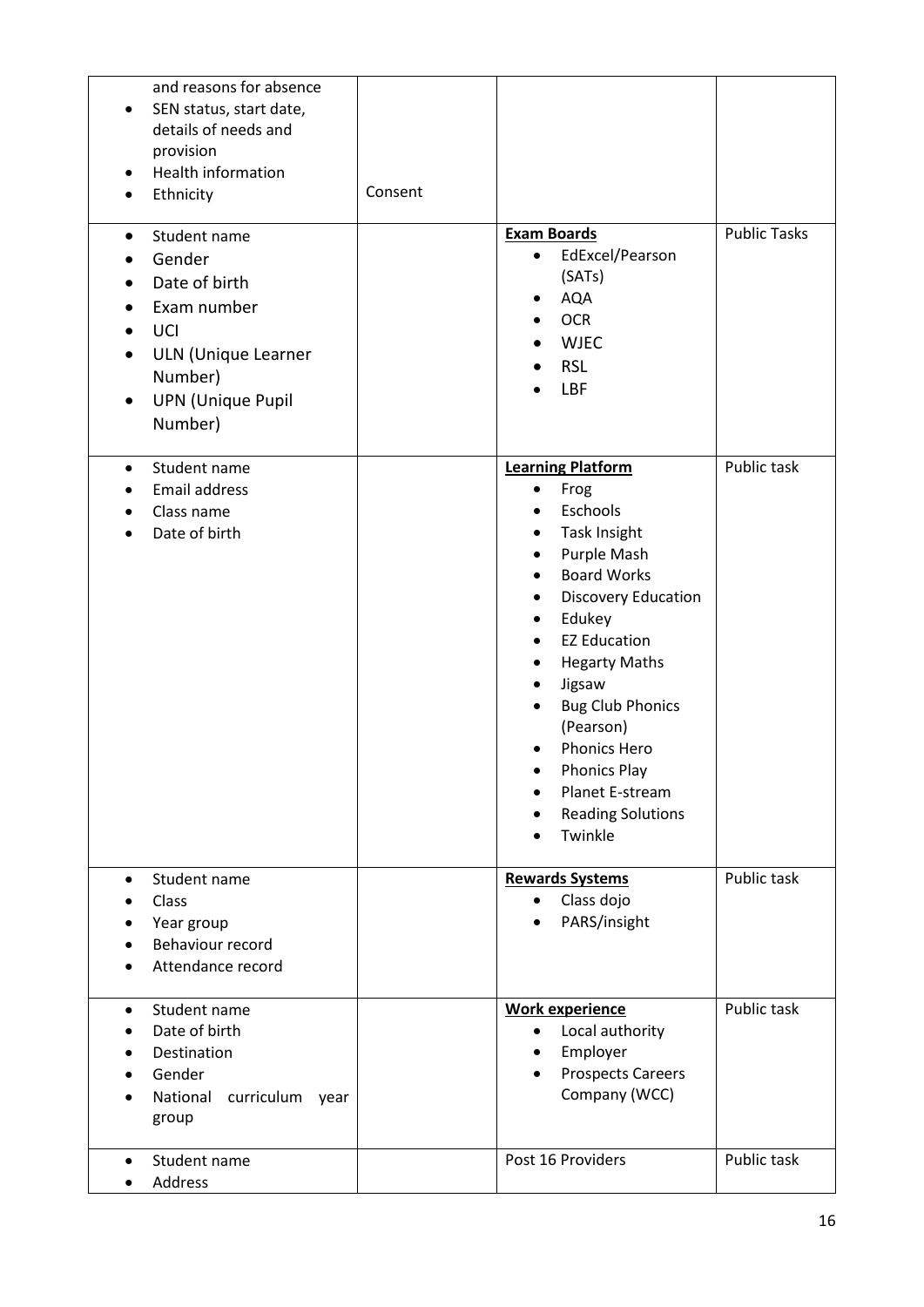| | | | |
|---|---|---|---|
| and reasons for absence<br>• SEN status, start date, details of needs and provision<br>• Health information<br>• Ethnicity | Consent | | |
| • Student name<br>• Gender<br>• Date of birth<br>• Exam number<br>• UCI<br>• ULN (Unique Learner Number)<br>• UPN (Unique Pupil Number) | | **Exam Boards**<br>• EdExcel/Pearson (SATs)<br>• AQA<br>• OCR<br>• WJEC<br>• RSL<br>• LBF | Public Tasks |
| • Student name<br>• Email address<br>• Class name<br>• Date of birth | | **Learning Platform**<br>• Frog<br>• Eschools<br>• Task Insight<br>• Purple Mash<br>• Board Works<br>• Discovery Education<br>• Edukey<br>• EZ Education<br>• Hegarty Maths<br>• Jigsaw<br>• Bug Club Phonics (Pearson)<br>• Phonics Hero<br>• Phonics Play<br>• Planet E-stream<br>• Reading Solutions<br>• Twinkle | Public task |
| • Student name<br>• Class<br>• Year group<br>• Behaviour record<br>• Attendance record | | **Rewards Systems**<br>• Class dojo<br>• PARS/insight | Public task |
| • Student name<br>• Date of birth<br>• Destination<br>• Gender<br>• National curriculum year group | | **Work experience**<br>• Local authority<br>• Employer<br>• Prospects Careers Company (WCC) | Public task |
| • Student name<br>• Address | | Post 16 Providers | Public task |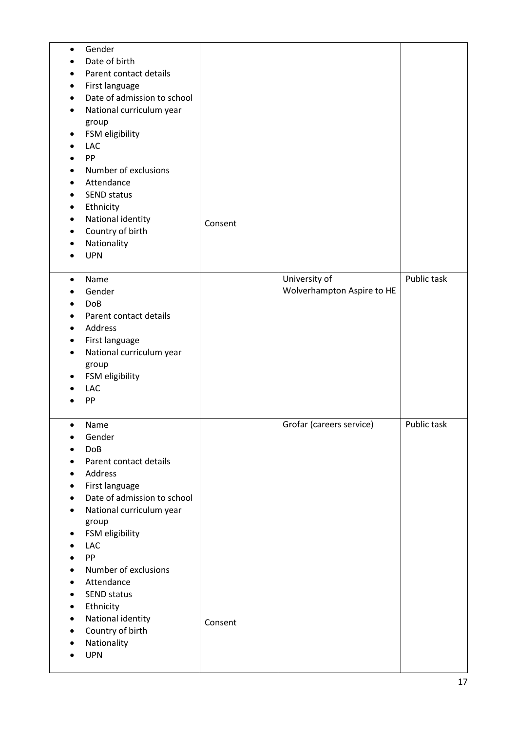| | | | |
|---|---|---|---|
| • Gender<br>• Date of birth<br>• Parent contact details<br>• First language<br>• Date of admission to school<br>• National curriculum year group<br>• FSM eligibility<br>• LAC<br>• PP<br>• Number of exclusions<br>• Attendance<br>• SEND status<br>• Ethnicity<br>• National identity<br>• Country of birth<br>• Nationality<br>• UPN | Consent | | |
| • Name<br>• Gender<br>• DoB<br>• Parent contact details<br>• Address<br>• First language<br>• National curriculum year group<br>• FSM eligibility<br>• LAC<br>• PP | | University of Wolverhampton Aspire to HE | Public task |
| • Name<br>• Gender<br>• DoB<br>• Parent contact details<br>• Address<br>• First language<br>• Date of admission to school<br>• National curriculum year group<br>• FSM eligibility<br>• LAC<br>• PP<br>• Number of exclusions<br>• Attendance<br>• SEND status<br>• Ethnicity<br>• National identity<br>• Country of birth<br>• Nationality<br>• UPN | Consent | Grofar (careers service) | Public task |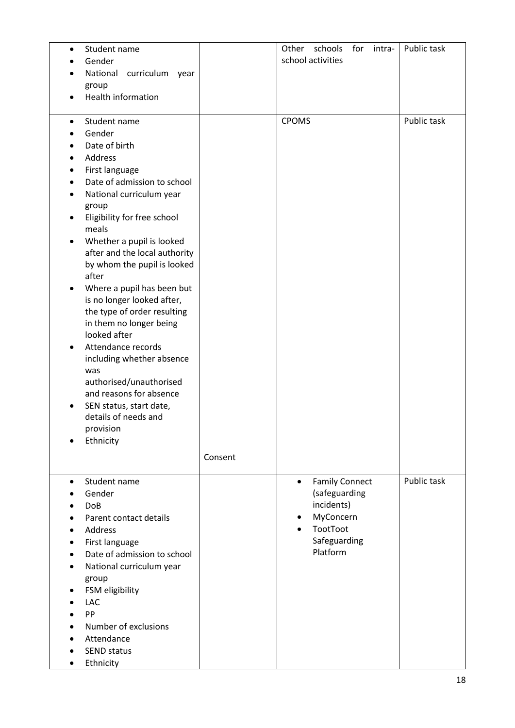| | | | |
|---|---|---|---|
| • Student name<br>• Gender<br>• National curriculum year group<br>• Health information | | Other schools for intra-school activities | Public task |
| • Student name<br>• Gender<br>• Date of birth<br>• Address<br>• First language<br>• Date of admission to school<br>• National curriculum year group<br>• Eligibility for free school meals<br>• Whether a pupil is looked after and the local authority by whom the pupil is looked after<br>• Where a pupil has been but is no longer looked after, the type of order resulting in them no longer being looked after<br>• Attendance records including whether absence was authorised/unauthorised and reasons for absence<br>• SEN status, start date, details of needs and provision<br>• Ethnicity | Consent | CPOMS | Public task |
| • Student name<br>• Gender<br>• DoB<br>• Parent contact details<br>• Address<br>• First language<br>• Date of admission to school<br>• National curriculum year group<br>• FSM eligibility<br>• LAC<br>• PP<br>• Number of exclusions<br>• Attendance<br>• SEND status<br>• Ethnicity | | • Family Connect (safeguarding incidents)<br>• MyConcern<br>• TootToot Safeguarding Platform | Public task |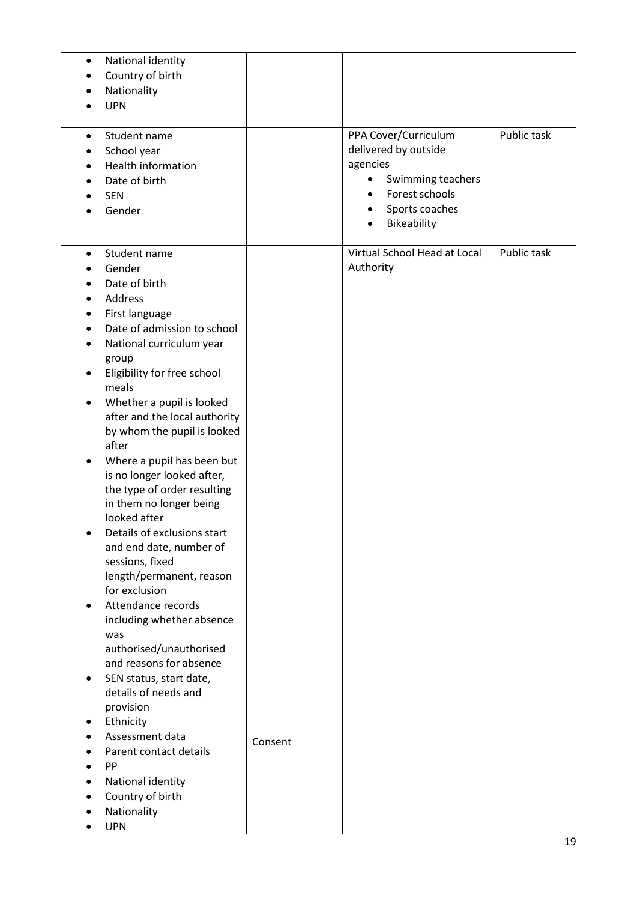| | | | |
|---|---|---|---|
| <ul><li>National identity</li><li>Country of birth</li><li>Nationality</li><li>UPN</li></ul> | | | |
| <ul><li>Student name</li><li>School year</li><li>Health information</li><li>Date of birth</li><li>SEN</li><li>Gender</li></ul> | | PPA Cover/Curriculum delivered by outside agencies<ul><li>Swimming teachers</li><li>Forest schools</li><li>Sports coaches</li><li>Bikeability</li></ul> | Public task |
| <ul><li>Student name</li><li>Gender</li><li>Date of birth</li><li>Address</li><li>First language</li><li>Date of admission to school</li><li>National curriculum year group</li><li>Eligibility for free school meals</li><li>Whether a pupil is looked after and the local authority by whom the pupil is looked after</li><li>Where a pupil has been but is no longer looked after, the type of order resulting in them no longer being looked after</li><li>Details of exclusions start and end date, number of sessions, fixed length/permanent, reason for exclusion</li><li>Attendance records including whether absence was authorised/unauthorised and reasons for absence</li><li>SEN status, start date, details of needs and provision</li><li>Ethnicity</li><li>Assessment data</li><li>Parent contact details</li><li>PP</li><li>National identity</li><li>Country of birth</li><li>Nationality</li><li>UPN</li></ul> | Consent | Virtual School Head at Local Authority | Public task |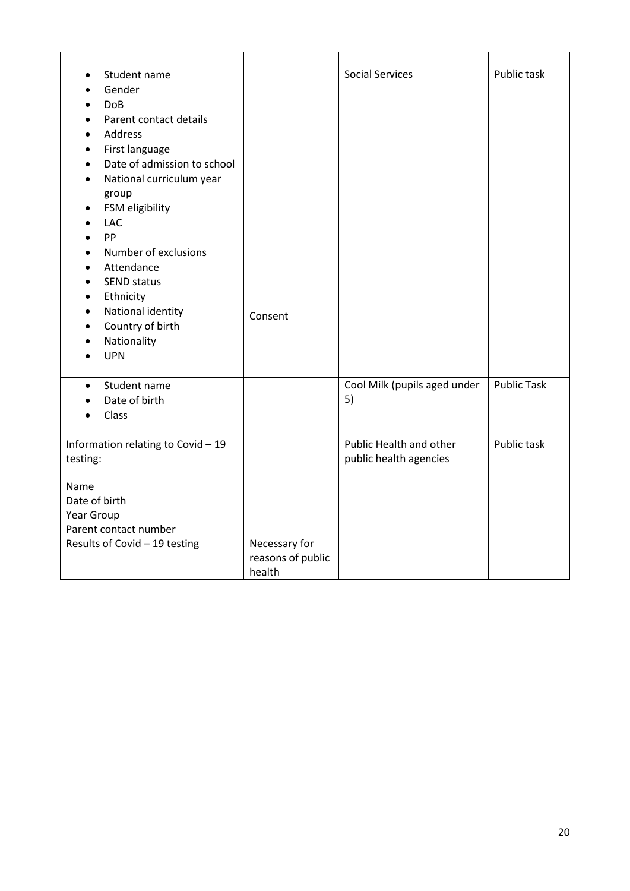| | | | |
|---|---|---|---|
| • Student name<br>• Gender<br>• DoB<br>• Parent contact details<br>• Address<br>• First language<br>• Date of admission to school<br>• National curriculum year group<br>• FSM eligibility<br>• LAC<br>• PP<br>• Number of exclusions<br>• Attendance<br>• SEND status<br>• Ethnicity<br>• National identity<br>• Country of birth<br>• Nationality<br>• UPN | Consent | Social Services | Public task |
| • Student name<br>• Date of birth<br>• Class | | Cool Milk (pupils aged under 5) | Public Task |
| Information relating to Covid – 19 testing:<br><br>Name<br>Date of birth<br>Year Group<br>Parent contact number<br>Results of Covid – 19 testing | Necessary for reasons of public health | Public Health and other public health agencies | Public task |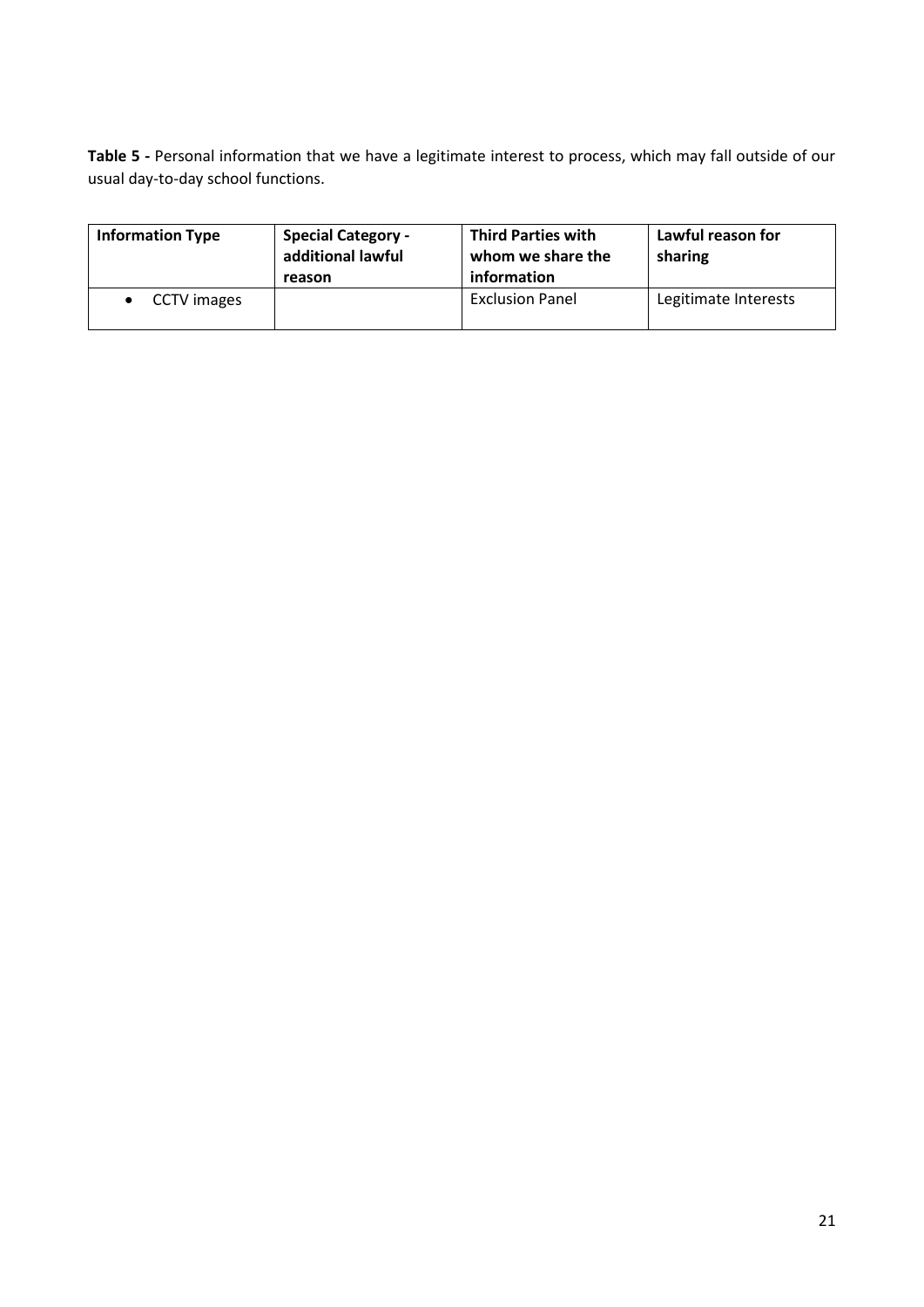**Table 5 -** Personal information that we have a legitimate interest to process, which may fall outside of our usual day-to-day school functions.

| Information Type | Special Category - additional lawful reason | Third Parties with whom we share the information | Lawful reason for sharing |
|---|---|---|---|
| • CCTV images | | Exclusion Panel | Legitimate Interests |